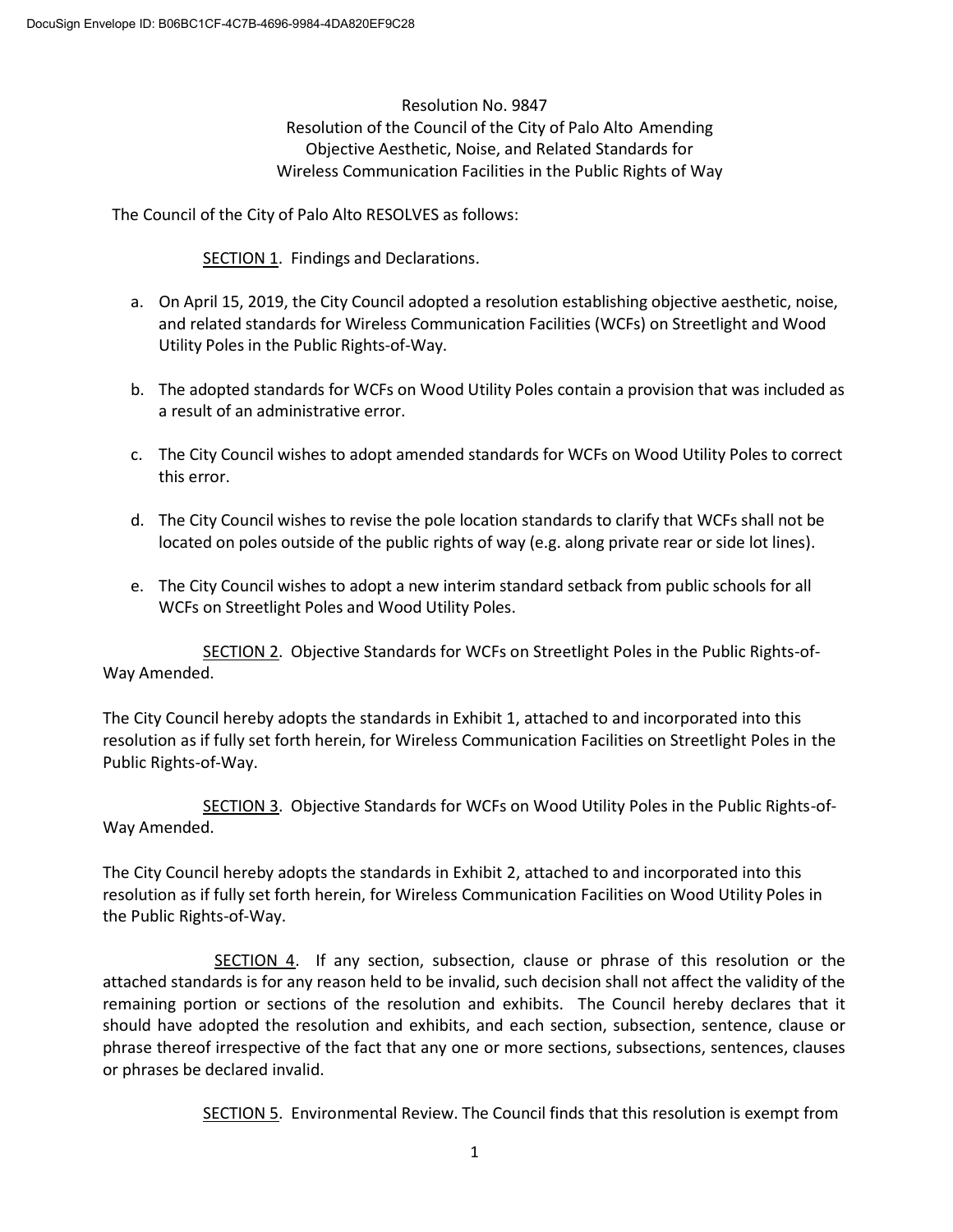# Resolution No. 9847

## Resolution of the Council of the City of Palo Alto Amending Objective Aesthetic, Noise, and Related Standards for Wireless Communication Facilities in the Public Rights of Way

The Council of the City of Palo Alto RESOLVES as follows:

SECTION 1. Findings and Declarations.

a. On April 15, 2019, the City Council adopted a resolution establishing objective aesthetic, noise, and related standards for Wireless Communication Facilities (WCFs) on Streetlight and Wood Utility Poles in the Public Rights-of-Way.

b. The adopted standards for WCFs on Wood Utility Poles contain a provision that was included as a result of an administrative error.

c. The City Council wishes to adopt amended standards for WCFs on Wood Utility Poles to correct this error.

d. The City Council wishes to revise the pole location standards to clarify that WCFs shall not be located on poles outside of the public rights of way (e.g. along private rear or side lot lines).

e. The City Council wishes to adopt a new interim standard setback from public schools for all WCFs on Streetlight Poles and Wood Utility Poles.

SECTION 2. Objective Standards for WCFs on Streetlight Poles in the Public Rights-of-Way Amended.

The City Council hereby adopts the standards in Exhibit 1, attached to and incorporated into this resolution as if fully set forth herein, for Wireless Communication Facilities on Streetlight Poles in the Public Rights-of-Way.

SECTION 3. Objective Standards for WCFs on Wood Utility Poles in the Public Rights-of-Way Amended.

The City Council hereby adopts the standards in Exhibit 2, attached to and incorporated into this resolution as if fully set forth herein, for Wireless Communication Facilities on Wood Utility Poles in the Public Rights-of-Way.

SECTION 4. If any section, subsection, clause or phrase of this resolution or the attached standards is for any reason held to be invalid, such decision shall not affect the validity of the remaining portion or sections of the resolution and exhibits. The Council hereby declares that it should have adopted the resolution and exhibits, and each section, subsection, sentence, clause or phrase thereof irrespective of the fact that any one or more sections, subsections, sentences, clauses or phrases be declared invalid.

SECTION 5. Environmental Review. The Council finds that this resolution is exempt from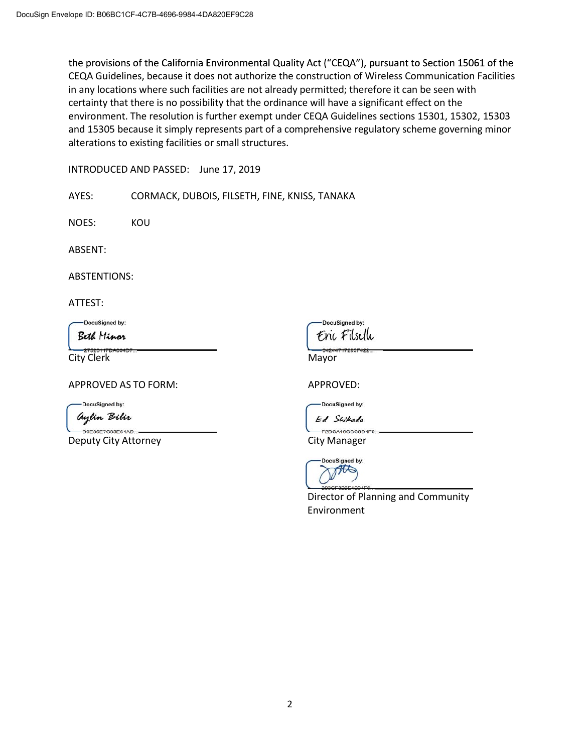the provisions of the California Environmental Quality Act ("CEQA"), pursuant to Section 15061 of the CEQA Guidelines, because it does not authorize the construction of Wireless Communication Facilities in any locations where such facilities are not already permitted; therefore it can be seen with certainty that there is no possibility that the ordinance will have a significant effect on the environment. The resolution is further exempt under CEQA Guidelines sections 15301, 15302, 15303 and 15305 because it simply represents part of a comprehensive regulatory scheme governing minor alterations to existing facilities or small structures.

INTRODUCED AND PASSED: June 17, 2019

AYES: CORMACK, DUBOIS, FILSETH, FINE, KNISS, TANAKA

NOES: KOU

ABSENT:

ABSTENTIONS:

ATTEST:

DocuSigned by: Beth Minor
City Clerk

DocuSigned by: Eric Filseth
Mayor

APPROVED AS TO FORM:

DocuSigned by: Aylin Bilir
Deputy City Attorney

APPROVED:

DocuSigned by: Ed Shikada
City Manager

DocuSigned by:
Director of Planning and Community Environment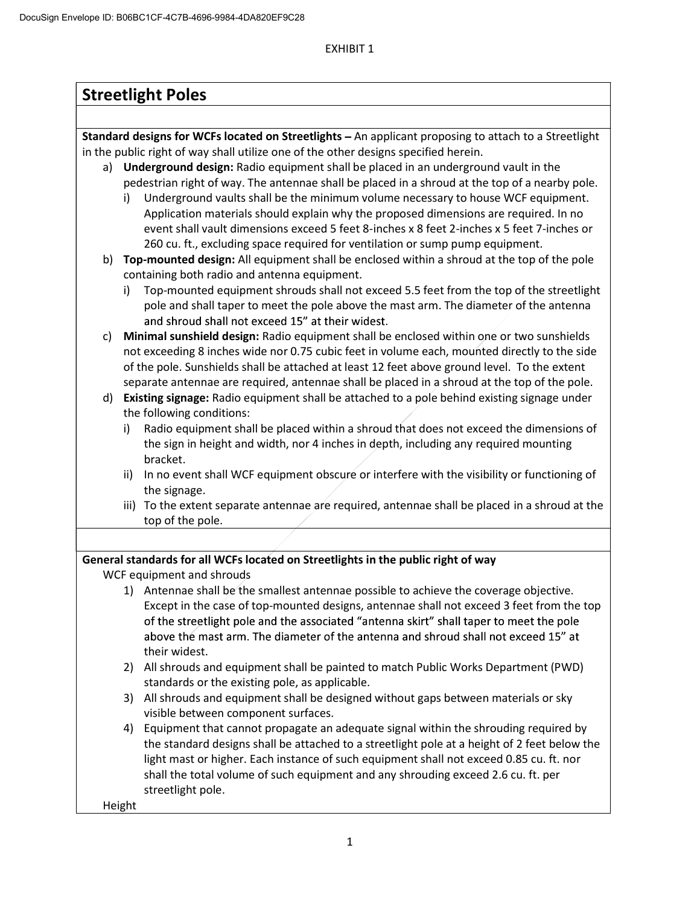EXHIBIT 1

## Streetlight Poles

**Standard designs for WCFs located on Streetlights –** An applicant proposing to attach to a Streetlight in the public right of way shall utilize one of the other designs specified herein.

a) **Underground design:** Radio equipment shall be placed in an underground vault in the pedestrian right of way. The antennae shall be placed in a shroud at the top of a nearby pole.
   i) Underground vaults shall be the minimum volume necessary to house WCF equipment. Application materials should explain why the proposed dimensions are required. In no event shall vault dimensions exceed 5 feet 8-inches x 8 feet 2-inches x 5 feet 7-inches or 260 cu. ft., excluding space required for ventilation or sump pump equipment.

b) **Top-mounted design:** All equipment shall be enclosed within a shroud at the top of the pole containing both radio and antenna equipment.
   i) Top-mounted equipment shrouds shall not exceed 5.5 feet from the top of the streetlight pole and shall taper to meet the pole above the mast arm. The diameter of the antenna and shroud shall not exceed 15” at their widest.

c) **Minimal sunshield design:** Radio equipment shall be enclosed within one or two sunshields not exceeding 8 inches wide nor 0.75 cubic feet in volume each, mounted directly to the side of the pole. Sunshields shall be attached at least 12 feet above ground level. To the extent separate antennae are required, antennae shall be placed in a shroud at the top of the pole.

d) **Existing signage:** Radio equipment shall be attached to a pole behind existing signage under the following conditions:
   i) Radio equipment shall be placed within a shroud that does not exceed the dimensions of the sign in height and width, nor 4 inches in depth, including any required mounting bracket.
   ii) In no event shall WCF equipment obscure or interfere with the visibility or functioning of the signage.
   iii) To the extent separate antennae are required, antennae shall be placed in a shroud at the top of the pole.

**General standards for all WCFs located on Streetlights in the public right of way**

WCF equipment and shrouds

1) Antennae shall be the smallest antennae possible to achieve the coverage objective. Except in the case of top-mounted designs, antennae shall not exceed 3 feet from the top of the streetlight pole and the associated “antenna skirt” shall taper to meet the pole above the mast arm. The diameter of the antenna and shroud shall not exceed 15” at their widest.
2) All shrouds and equipment shall be painted to match Public Works Department (PWD) standards or the existing pole, as applicable.
3) All shrouds and equipment shall be designed without gaps between materials or sky visible between component surfaces.
4) Equipment that cannot propagate an adequate signal within the shrouding required by the standard designs shall be attached to a streetlight pole at a height of 2 feet below the light mast or higher. Each instance of such equipment shall not exceed 0.85 cu. ft. nor shall the total volume of such equipment and any shrouding exceed 2.6 cu. ft. per streetlight pole.

Height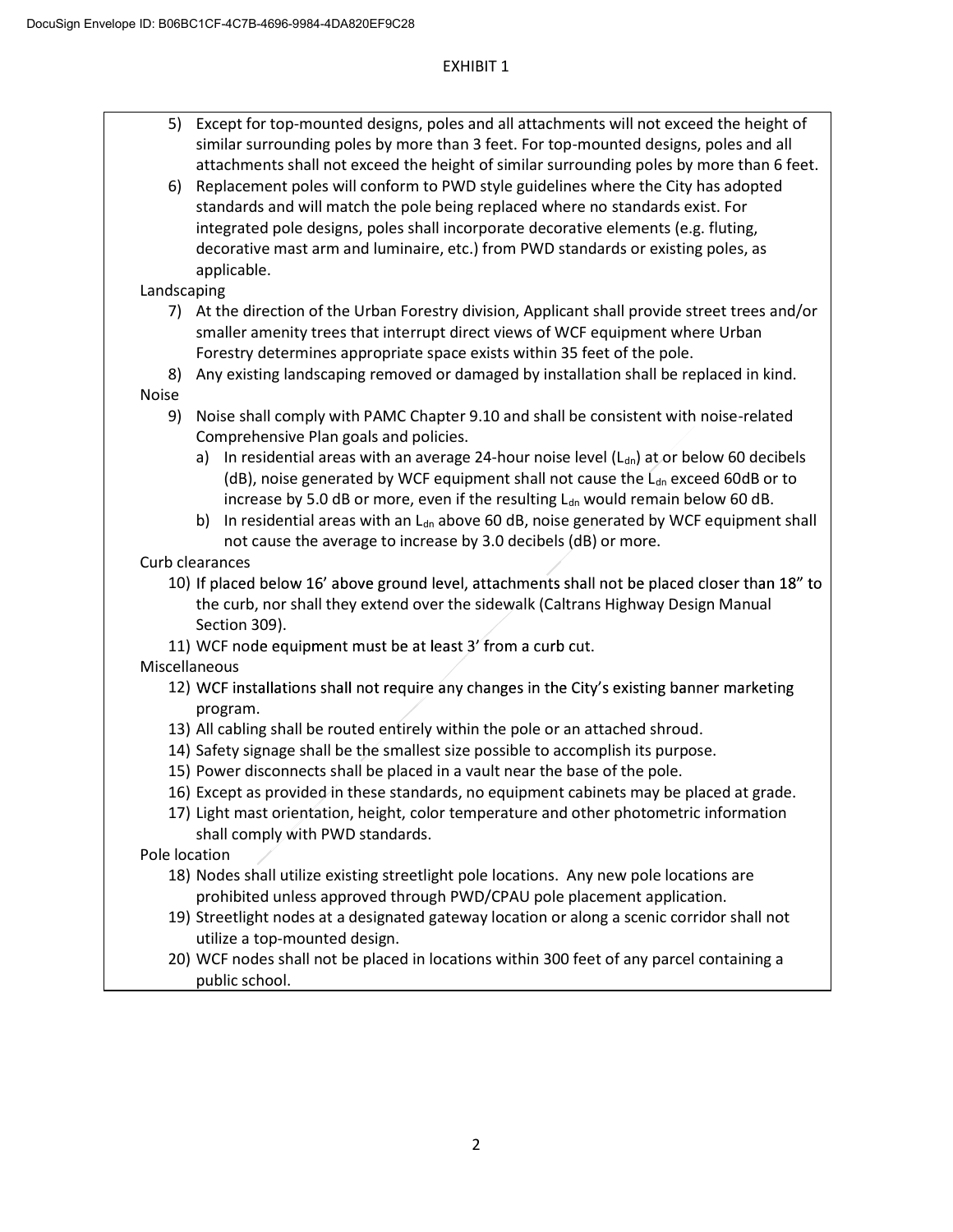EXHIBIT 1

5) Except for top-mounted designs, poles and all attachments will not exceed the height of similar surrounding poles by more than 3 feet. For top-mounted designs, poles and all attachments shall not exceed the height of similar surrounding poles by more than 6 feet.
6) Replacement poles will conform to PWD style guidelines where the City has adopted standards and will match the pole being replaced where no standards exist. For integrated pole designs, poles shall incorporate decorative elements (e.g. fluting, decorative mast arm and luminaire, etc.) from PWD standards or existing poles, as applicable.

Landscaping

7) At the direction of the Urban Forestry division, Applicant shall provide street trees and/or smaller amenity trees that interrupt direct views of WCF equipment where Urban Forestry determines appropriate space exists within 35 feet of the pole.
8) Any existing landscaping removed or damaged by installation shall be replaced in kind.

Noise

9) Noise shall comply with PAMC Chapter 9.10 and shall be consistent with noise-related Comprehensive Plan goals and policies.
   a) In residential areas with an average 24-hour noise level ($L_{dn}$) at or below 60 decibels (dB), noise generated by WCF equipment shall not cause the $L_{dn}$ exceed 60dB or to increase by 5.0 dB or more, even if the resulting $L_{dn}$ would remain below 60 dB.
   b) In residential areas with an $L_{dn}$ above 60 dB, noise generated by WCF equipment shall not cause the average to increase by 3.0 decibels (dB) or more.

Curb clearances

10) If placed below 16' above ground level, attachments shall not be placed closer than 18" to the curb, nor shall they extend over the sidewalk (Caltrans Highway Design Manual Section 309).
11) WCF node equipment must be at least 3' from a curb cut.

Miscellaneous

12) WCF installations shall not require any changes in the City's existing banner marketing program.
13) All cabling shall be routed entirely within the pole or an attached shroud.
14) Safety signage shall be the smallest size possible to accomplish its purpose.
15) Power disconnects shall be placed in a vault near the base of the pole.
16) Except as provided in these standards, no equipment cabinets may be placed at grade.
17) Light mast orientation, height, color temperature and other photometric information shall comply with PWD standards.

Pole location

18) Nodes shall utilize existing streetlight pole locations. Any new pole locations are prohibited unless approved through PWD/CPAU pole placement application.
19) Streetlight nodes at a designated gateway location or along a scenic corridor shall not utilize a top-mounted design.
20) WCF nodes shall not be placed in locations within 300 feet of any parcel containing a public school.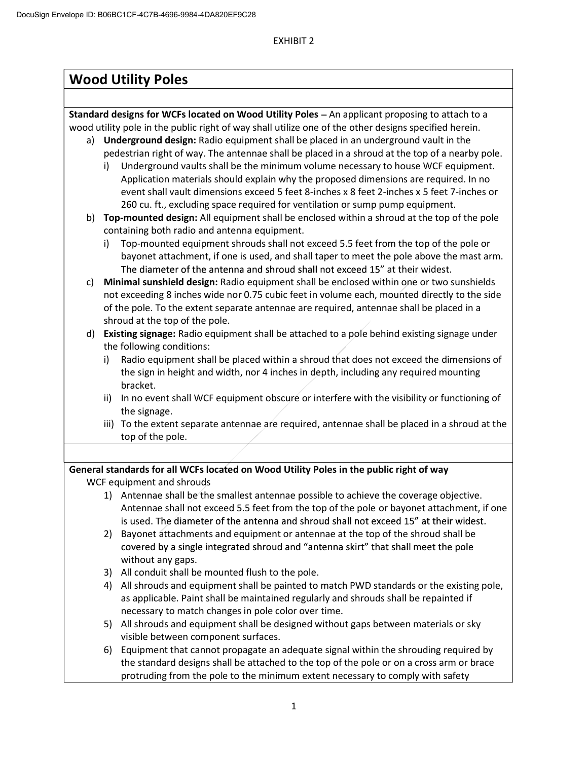EXHIBIT 2

# Wood Utility Poles

**Standard designs for WCFs located on Wood Utility Poles** – An applicant proposing to attach to a wood utility pole in the public right of way shall utilize one of the other designs specified herein.

a) **Underground design:** Radio equipment shall be placed in an underground vault in the pedestrian right of way. The antennae shall be placed in a shroud at the top of a nearby pole.
   i) Underground vaults shall be the minimum volume necessary to house WCF equipment. Application materials should explain why the proposed dimensions are required. In no event shall vault dimensions exceed 5 feet 8-inches x 8 feet 2-inches x 5 feet 7-inches or 260 cu. ft., excluding space required for ventilation or sump pump equipment.

b) **Top-mounted design:** All equipment shall be enclosed within a shroud at the top of the pole containing both radio and antenna equipment.
   i) Top-mounted equipment shrouds shall not exceed 5.5 feet from the top of the pole or bayonet attachment, if one is used, and shall taper to meet the pole above the mast arm. The diameter of the antenna and shroud shall not exceed 15" at their widest.

c) **Minimal sunshield design:** Radio equipment shall be enclosed within one or two sunshields not exceeding 8 inches wide nor 0.75 cubic feet in volume each, mounted directly to the side of the pole. To the extent separate antennae are required, antennae shall be placed in a shroud at the top of the pole.

d) **Existing signage:** Radio equipment shall be attached to a pole behind existing signage under the following conditions:
   i) Radio equipment shall be placed within a shroud that does not exceed the dimensions of the sign in height and width, nor 4 inches in depth, including any required mounting bracket.
   ii) In no event shall WCF equipment obscure or interfere with the visibility or functioning of the signage.
   iii) To the extent separate antennae are required, antennae shall be placed in a shroud at the top of the pole.

**General standards for all WCFs located on Wood Utility Poles in the public right of way**

WCF equipment and shrouds

1) Antennae shall be the smallest antennae possible to achieve the coverage objective. Antennae shall not exceed 5.5 feet from the top of the pole or bayonet attachment, if one is used. The diameter of the antenna and shroud shall not exceed 15" at their widest.
2) Bayonet attachments and equipment or antennae at the top of the shroud shall be covered by a single integrated shroud and "antenna skirt" that shall meet the pole without any gaps.
3) All conduit shall be mounted flush to the pole.
4) All shrouds and equipment shall be painted to match PWD standards or the existing pole, as applicable. Paint shall be maintained regularly and shrouds shall be repainted if necessary to match changes in pole color over time.
5) All shrouds and equipment shall be designed without gaps between materials or sky visible between component surfaces.
6) Equipment that cannot propagate an adequate signal within the shrouding required by the standard designs shall be attached to the top of the pole or on a cross arm or brace protruding from the pole to the minimum extent necessary to comply with safety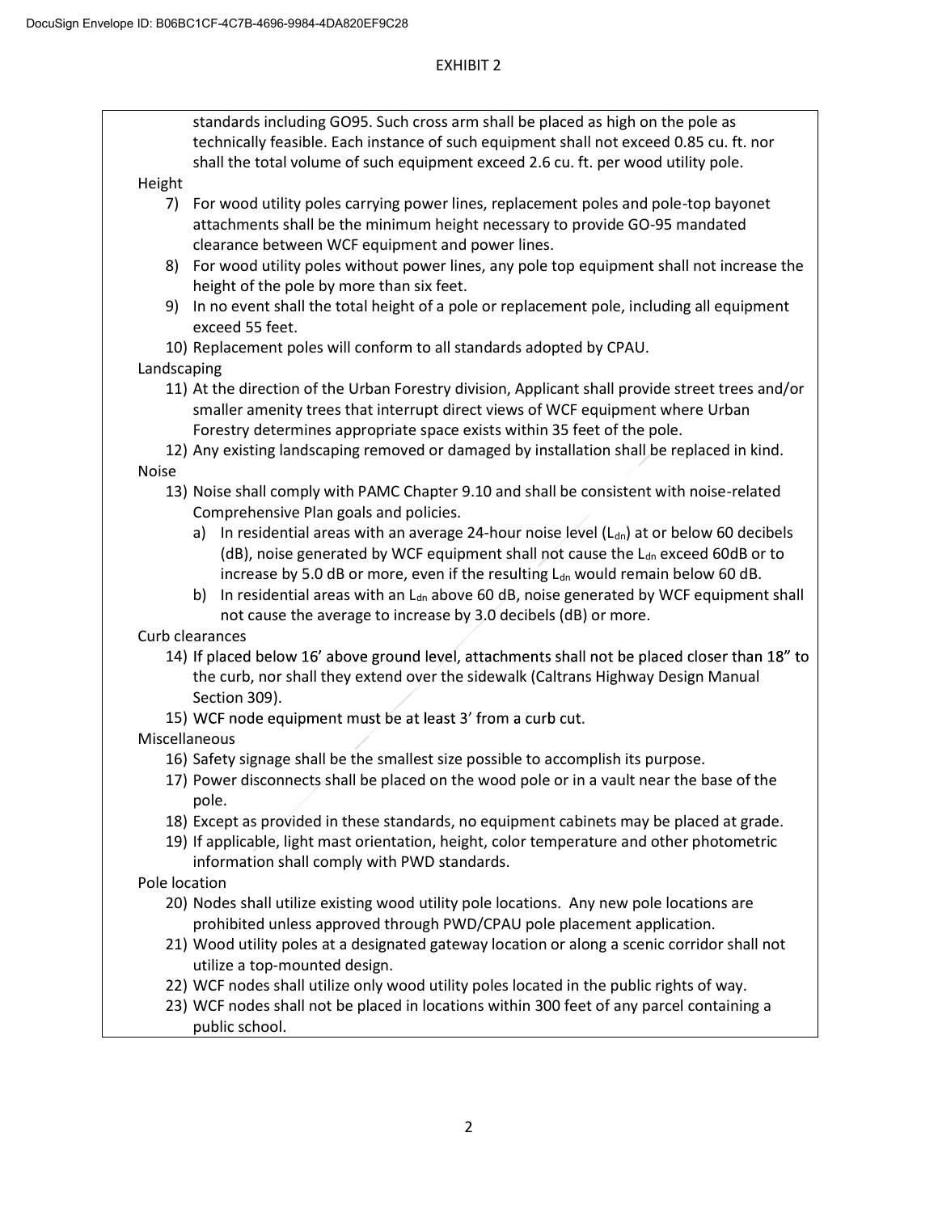EXHIBIT 2

standards including GO95. Such cross arm shall be placed as high on the pole as technically feasible. Each instance of such equipment shall not exceed 0.85 cu. ft. nor shall the total volume of such equipment exceed 2.6 cu. ft. per wood utility pole.

Height

7) For wood utility poles carrying power lines, replacement poles and pole-top bayonet attachments shall be the minimum height necessary to provide GO-95 mandated clearance between WCF equipment and power lines.
8) For wood utility poles without power lines, any pole top equipment shall not increase the height of the pole by more than six feet.
9) In no event shall the total height of a pole or replacement pole, including all equipment exceed 55 feet.
10) Replacement poles will conform to all standards adopted by CPAU.

Landscaping

11) At the direction of the Urban Forestry division, Applicant shall provide street trees and/or smaller amenity trees that interrupt direct views of WCF equipment where Urban Forestry determines appropriate space exists within 35 feet of the pole.
12) Any existing landscaping removed or damaged by installation shall be replaced in kind.

Noise

13) Noise shall comply with PAMC Chapter 9.10 and shall be consistent with noise-related Comprehensive Plan goals and policies.
    a) In residential areas with an average 24-hour noise level ($L_{dn}$) at or below 60 decibels (dB), noise generated by WCF equipment shall not cause the $L_{dn}$ exceed 60dB or to increase by 5.0 dB or more, even if the resulting $L_{dn}$ would remain below 60 dB.
    b) In residential areas with an $L_{dn}$ above 60 dB, noise generated by WCF equipment shall not cause the average to increase by 3.0 decibels (dB) or more.

Curb clearances

14) If placed below 16' above ground level, attachments shall not be placed closer than 18" to the curb, nor shall they extend over the sidewalk (Caltrans Highway Design Manual Section 309).
15) WCF node equipment must be at least 3' from a curb cut.

Miscellaneous

16) Safety signage shall be the smallest size possible to accomplish its purpose.
17) Power disconnects shall be placed on the wood pole or in a vault near the base of the pole.
18) Except as provided in these standards, no equipment cabinets may be placed at grade.
19) If applicable, light mast orientation, height, color temperature and other photometric information shall comply with PWD standards.

Pole location

20) Nodes shall utilize existing wood utility pole locations. Any new pole locations are prohibited unless approved through PWD/CPAU pole placement application.
21) Wood utility poles at a designated gateway location or along a scenic corridor shall not utilize a top-mounted design.
22) WCF nodes shall utilize only wood utility poles located in the public rights of way.
23) WCF nodes shall not be placed in locations within 300 feet of any parcel containing a public school.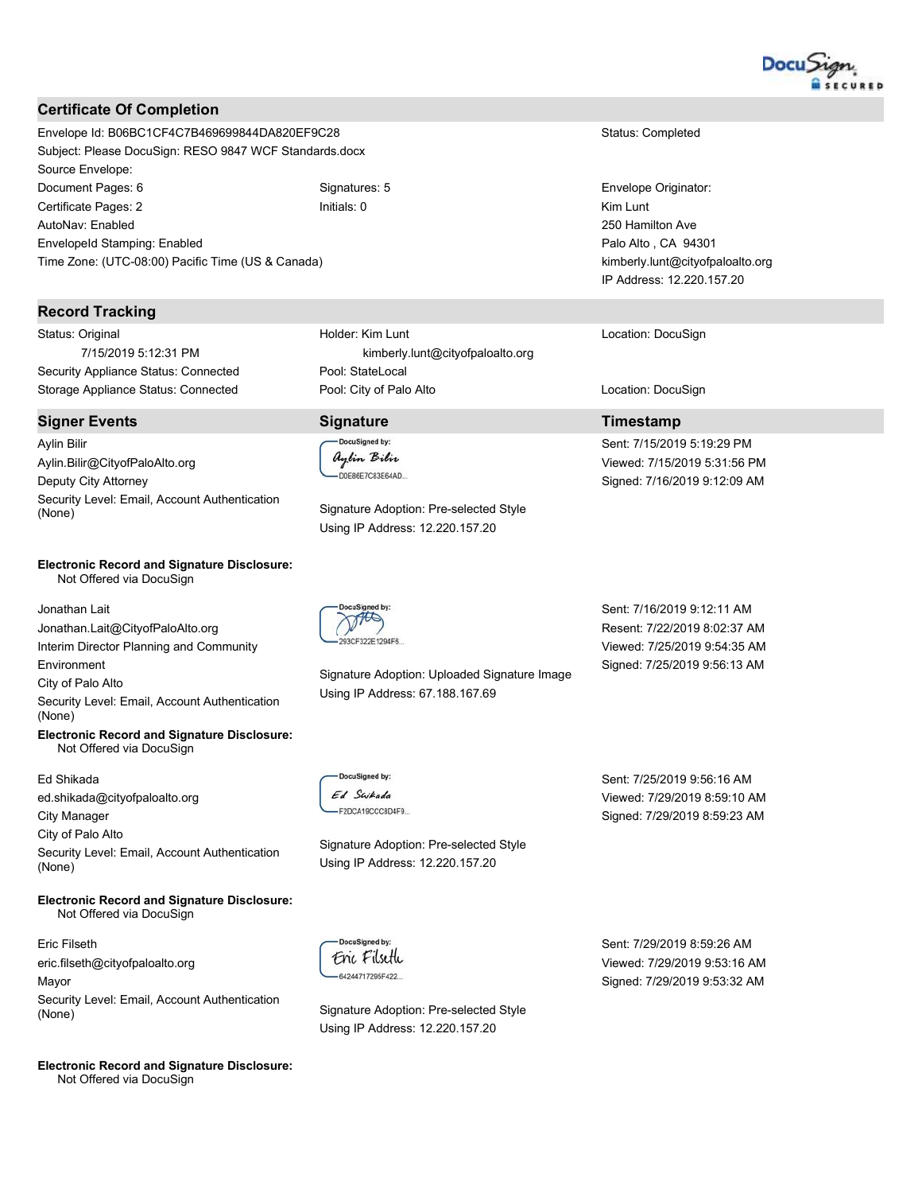## Certificate Of Completion

| | | |
|---|---|---|
| Envelope Id: B06BC1CF4C7B469699844DA820EF9C28 | | Status: Completed |
| Subject: Please DocuSign: RESO 9847 WCF Standards.docx | | |
| Source Envelope: | | |
| Document Pages: 6 | Signatures: 5 | Envelope Originator: |
| Certificate Pages: 2 | Initials: 0 | Kim Lunt |
| AutoNav: Enabled | | 250 Hamilton Ave |
| EnvelopeId Stamping: Enabled | | Palo Alto , CA 94301 |
| Time Zone: (UTC-08:00) Pacific Time (US & Canada) | | kimberly.lunt@cityofpaloalto.org |
| | | IP Address: 12.220.157.20 |

## Record Tracking

| | | |
|---|---|---|
| Status: Original<br>7/15/2019 5:12:31 PM | Holder: Kim Lunt<br>kimberly.lunt@cityofpaloalto.org | Location: DocuSign |
| Security Appliance Status: Connected | Pool: StateLocal | |
| Storage Appliance Status: Connected | Pool: City of Palo Alto | Location: DocuSign |

## Signer Events

| Signer Events | Signature | Timestamp |
|---|---|---|
| Aylin Bilir<br>Aylin.Bilir@CityofPaloAlto.org<br>Deputy City Attorney<br>Security Level: Email, Account Authentication (None)<br><br>**Electronic Record and Signature Disclosure:**<br>Not Offered via DocuSign | DocuSigned by:<br>Aylin Bilir<br>D0E86E7C83E64AD...<br><br>Signature Adoption: Pre-selected Style<br>Using IP Address: 12.220.157.20 | Sent: 7/15/2019 5:19:29 PM<br>Viewed: 7/15/2019 5:31:56 PM<br>Signed: 7/16/2019 9:12:09 AM |
| Jonathan Lait<br>Jonathan.Lait@CityofPaloAlto.org<br>Interim Director Planning and Community Environment<br>City of Palo Alto<br>Security Level: Email, Account Authentication (None)<br>**Electronic Record and Signature Disclosure:**<br>Not Offered via DocuSign | DocuSigned by:<br>293CF322E1294F6...<br><br>Signature Adoption: Uploaded Signature Image<br>Using IP Address: 67.188.167.69 | Sent: 7/16/2019 9:12:11 AM<br>Resent: 7/22/2019 8:02:37 AM<br>Viewed: 7/25/2019 9:54:35 AM<br>Signed: 7/25/2019 9:56:13 AM |
| Ed Shikada<br>ed.shikada@cityofpaloalto.org<br>City Manager<br>City of Palo Alto<br>Security Level: Email, Account Authentication (None)<br><br>**Electronic Record and Signature Disclosure:**<br>Not Offered via DocuSign | DocuSigned by:<br>Ed Shikada<br>F2DCA19CCC8D4F9...<br><br>Signature Adoption: Pre-selected Style<br>Using IP Address: 12.220.157.20 | Sent: 7/25/2019 9:56:16 AM<br>Viewed: 7/29/2019 8:59:10 AM<br>Signed: 7/29/2019 8:59:23 AM |
| Eric Filseth<br>eric.filseth@cityofpaloalto.org<br>Mayor<br>Security Level: Email, Account Authentication (None)<br><br>**Electronic Record and Signature Disclosure:**<br>Not Offered via DocuSign | DocuSigned by:<br>Eric Filseth<br>64244717295F422...<br><br>Signature Adoption: Pre-selected Style<br>Using IP Address: 12.220.157.20 | Sent: 7/29/2019 8:59:26 AM<br>Viewed: 7/29/2019 9:53:16 AM<br>Signed: 7/29/2019 9:53:32 AM |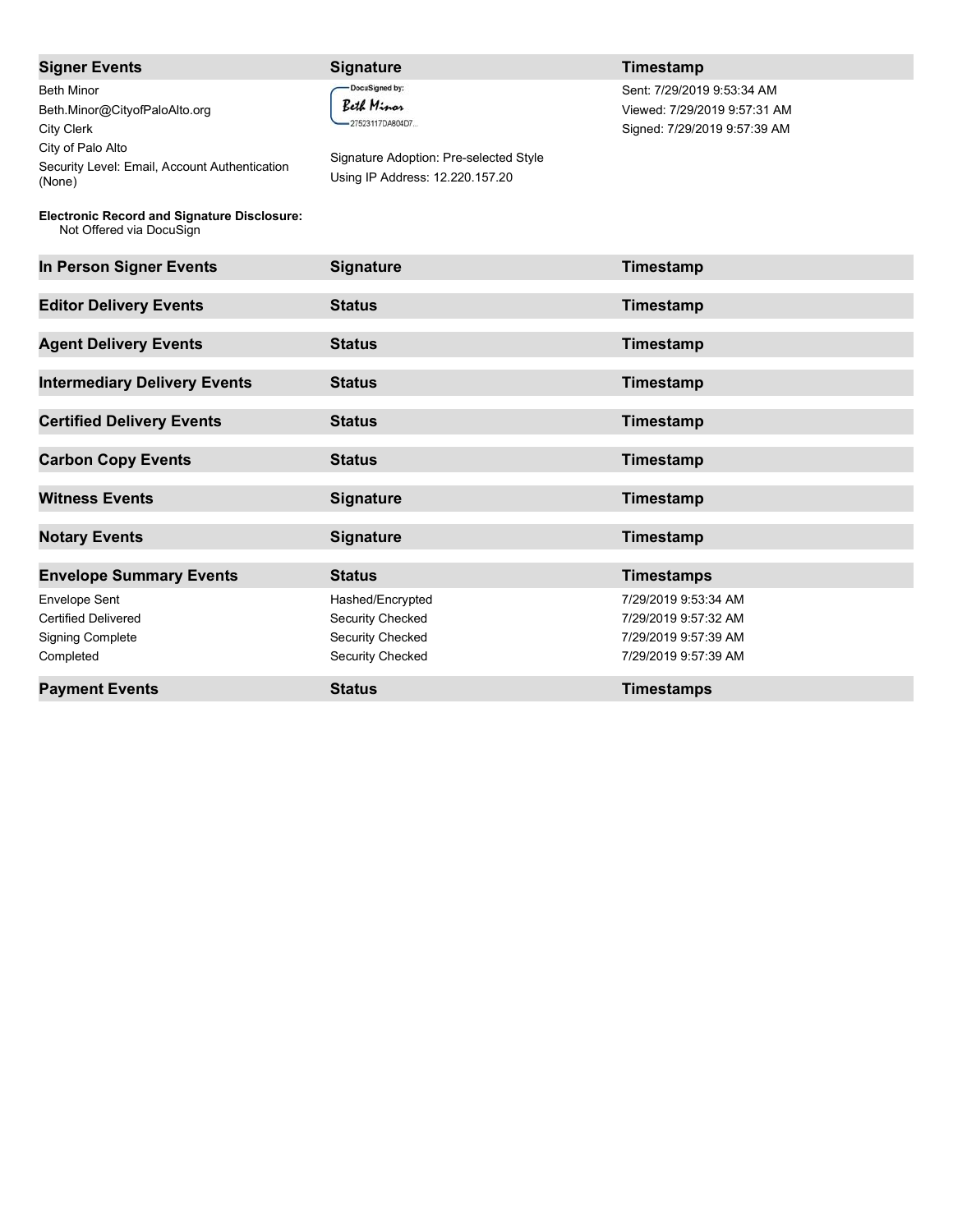| Signer Events | Signature | Timestamp |
| --- | --- | --- |
| Beth Minor<br>Beth.Minor@CityofPaloAlto.org<br>City Clerk<br>City of Palo Alto<br>Security Level: Email, Account Authentication (None) | DocuSigned by:<br>Beth Minor<br>27523117DA804D7...<br><br>Signature Adoption: Pre-selected Style<br>Using IP Address: 12.220.157.20 | Sent: 7/29/2019 9:53:34 AM<br>Viewed: 7/29/2019 9:57:31 AM<br>Signed: 7/29/2019 9:57:39 AM |

**Electronic Record and Signature Disclosure:**
Not Offered via DocuSign

| In Person Signer Events | Signature | Timestamp |
| --- | --- | --- |

| Editor Delivery Events | Status | Timestamp |
| --- | --- | --- |

| Agent Delivery Events | Status | Timestamp |
| --- | --- | --- |

| Intermediary Delivery Events | Status | Timestamp |
| --- | --- | --- |

| Certified Delivery Events | Status | Timestamp |
| --- | --- | --- |

| Carbon Copy Events | Status | Timestamp |
| --- | --- | --- |

| Witness Events | Signature | Timestamp |
| --- | --- | --- |

| Notary Events | Signature | Timestamp |
| --- | --- | --- |

| Envelope Summary Events | Status | Timestamps |
| --- | --- | --- |
| Envelope Sent | Hashed/Encrypted | 7/29/2019 9:53:34 AM |
| Certified Delivered | Security Checked | 7/29/2019 9:57:32 AM |
| Signing Complete | Security Checked | 7/29/2019 9:57:39 AM |
| Completed | Security Checked | 7/29/2019 9:57:39 AM |

| Payment Events | Status | Timestamps |
| --- | --- | --- |